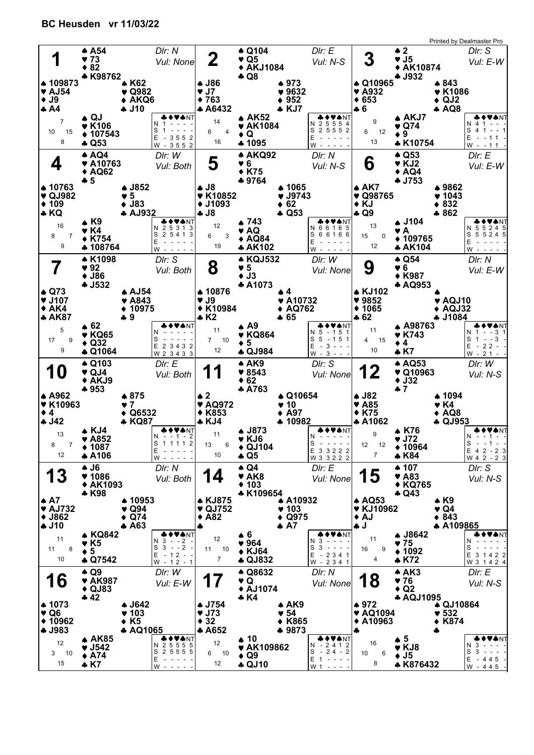# BC Heusden vr 11/03/22

Printed by Dealmaster Pro

## Board 1
Dlr: N — Vul: None

| | ♠ | ♥ | ♦ | ♣ |
|---|---|---|---|---|
| North | A54 | 73 | 82 | K98762 |
| West | 109873 | AJ54 | J9 | A4 |
| East | K62 | Q982 | AKQ6 | J10 |
| South | QJ | K106 | 107543 | Q53 |

HCP: N 7, W 10, E 15, S 8

| | ♣ | ♦ | ♥ | ♠ | NT |
|---|---|---|---|---|---|
| N | 1 | - | - | - | - |
| S | 1 | - | - | - | - |
| E | - | 3 | 5 | 5 | 2 |
| W | - | 3 | 5 | 5 | 2 |

## Board 2
Dlr: E — Vul: N-S

| | ♠ | ♥ | ♦ | ♣ |
|---|---|---|---|---|
| North | Q104 | Q5 | AKJ1084 | Q8 |
| West | J86 | J7 | 763 | A6432 |
| East | 973 | 9632 | 952 | KJ7 |
| South | AK52 | AK1084 | Q | 1095 |

HCP: N 14, W 6, E 4, S 16

| | ♣ | ♦ | ♥ | ♠ | NT |
|---|---|---|---|---|---|
| N | 2 | 5 | 5 | 5 | 4 |
| S | 2 | 5 | 5 | 5 | 2 |
| E | - | - | - | - | - |
| W | - | - | - | - | - |

## Board 3
Dlr: S — Vul: E-W

| | ♠ | ♥ | ♦ | ♣ |
|---|---|---|---|---|
| North | 2 | J5 | AK10874 | J932 |
| West | Q10965 | A932 | 653 | 6 |
| East | 843 | K1086 | QJ2 | AQ8 |
| South | AKJ7 | Q74 | 9 | K10754 |

HCP: N 9, W 6, E 12, S 13

| | ♣ | ♦ | ♥ | ♠ | NT |
|---|---|---|---|---|---|
| N | 4 | 1 | - | - | - |
| S | 4 | 1 | - | - | 1 |
| E | - | - | 1 | 1 | - |
| W | - | - | 1 | 1 | - |

## Board 4
Dlr: W — Vul: Both

| | ♠ | ♥ | ♦ | ♣ |
|---|---|---|---|---|
| North | AQ4 | A10763 | AQ62 | 5 |
| West | 10763 | QJ982 | 109 | KQ |
| East | J852 | 5 | J83 | AJ932 |
| South | K9 | K4 | K754 | 108764 |

HCP: N 16, W 8, E 7, S 9

| | ♣ | ♦ | ♥ | ♠ | NT |
|---|---|---|---|---|---|
| N | 2 | 5 | 3 | 1 | 3 |
| S | 2 | 5 | 4 | 1 | 3 |
| E | - | - | - | - | - |
| W | - | - | - | - | - |

## Board 5
Dlr: N — Vul: N-S

| | ♠ | ♥ | ♦ | ♣ |
|---|---|---|---|---|
| North | AKQ92 | 6 | K75 | 9764 |
| West | J8 | K10852 | J1093 | J8 |
| East | 1065 | J9743 | 62 | Q53 |
| South | 743 | AQ | AQ84 | AK102 |

HCP: N 12, W 6, E 3, S 19

| | ♣ | ♦ | ♥ | ♠ | NT |
|---|---|---|---|---|---|
| N | 6 | 6 | 1 | 6 | 5 |
| S | 6 | 6 | 1 | 6 | 6 |
| E | - | - | - | - | - |
| W | - | - | - | - | - |

## Board 6
Dlr: E — Vul: E-W

| | ♠ | ♥ | ♦ | ♣ |
|---|---|---|---|---|
| North | Q53 | KJ2 | AQ4 | J753 |
| West | AK7 | Q98765 | KJ | Q9 |
| East | 9862 | 1043 | 832 | 862 |
| South | J104 | A | 109765 | AK104 |

HCP: N 13, W 15, E 0, S 12

| | ♣ | ♦ | ♥ | ♠ | NT |
|---|---|---|---|---|---|
| N | 5 | 5 | 2 | 4 | 5 |
| S | 5 | 5 | 2 | 4 | 5 |
| E | - | - | - | - | - |
| W | - | - | - | - | - |

## Board 7
Dlr: S — Vul: Both

| | ♠ | ♥ | ♦ | ♣ |
|---|---|---|---|---|
| North | K1098 | 92 | J86 | J532 |
| West | Q73 | J107 | AK4 | AK87 |
| East | AJ54 | A843 | 10975 | 9 |
| South | 62 | KQ65 | Q32 | Q1064 |

HCP: N 5, W 17, E 9, S 9

| | ♣ | ♦ | ♥ | ♠ | NT |
|---|---|---|---|---|---|
| N | - | - | - | - | - |
| S | - | - | - | - | - |
| E | 2 | 3 | 4 | 3 | 2 |
| W | 2 | 3 | 4 | 3 | 3 |

## Board 8
Dlr: W — Vul: None

| | ♠ | ♥ | ♦ | ♣ |
|---|---|---|---|---|
| North | KQJ532 | 5 | J3 | A1073 |
| West | 10876 | J9 | K10984 | K2 |
| East | 4 | A10732 | AQ762 | 65 |
| South | A9 | KQ864 | 5 | QJ984 |

HCP: N 11, W 7, E 10, S 12

| | ♣ | ♦ | ♥ | ♠ | NT |
|---|---|---|---|---|---|
| N | 5 | - | 1 | 5 | 1 |
| S | 5 | - | 1 | 5 | 1 |
| E | - | 3 | - | - | - |
| W | - | 3 | - | - | - |

## Board 9
Dlr: N — Vul: E-W

| | ♠ | ♥ | ♦ | ♣ |
|---|---|---|---|---|
| North | Q54 | 6 | K987 | AQ953 |
| West | KJ102 | 9852 | 1065 | 62 |
| East | | AQJ10 | AQJ32 | J1084 |
| South | A98763 | K743 | 4 | K7 |

HCP: N 11, W 4, E 15, S 10

| | ♣ | ♦ | ♥ | ♠ | NT |
|---|---|---|---|---|---|
| N | 1 | - | - | 3 | 1 |
| S | 1 | - | - | 3 | - |
| E | - | 2 | 2 | - | - |
| W | - | 2 | 1 | - | - |

## Board 10
Dlr: E — Vul: Both

| | ♠ | ♥ | ♦ | ♣ |
|---|---|---|---|---|
| North | Q103 | QJ4 | AKJ9 | 953 |
| West | A962 | K10963 | 4 | J42 |
| East | 875 | 7 | Q6532 | KQ87 |
| South | KJ4 | A852 | 1087 | A106 |

HCP: N 13, W 8, E 7, S 12

| | ♣ | ♦ | ♥ | ♠ | NT |
|---|---|---|---|---|---|
| N | - | - | 1 | - | 2 |
| S | 1 | 1 | 1 | 1 | 2 |
| E | - | - | - | - | - |
| W | - | - | - | - | - |

## Board 11
Dlr: S — Vul: None

| | ♠ | ♥ | ♦ | ♣ |
|---|---|---|---|---|
| North | AK9 | 8543 | 62 | A763 |
| West | 2 | AQ972 | K853 | KJ4 |
| East | Q10654 | 10 | A97 | 10982 |
| South | J873 | KJ6 | QJ104 | Q5 |

HCP: N 11, W 13, E 6, S 10

| | ♣ | ♦ | ♥ | ♠ | NT |
|---|---|---|---|---|---|
| N | - | - | - | - | - |
| S | - | - | - | - | - |
| E | 3 | 3 | 2 | 2 | 2 |
| W | 3 | 3 | 2 | 2 | 2 |

## Board 12
Dlr: W — Vul: N-S

| | ♠ | ♥ | ♦ | ♣ |
|---|---|---|---|---|
| North | AQ53 | Q10963 | J32 | 7 |
| West | J82 | A85 | K75 | A1062 |
| East | 1094 | K4 | AQ8 | QJ953 |
| South | K76 | J72 | 10964 | K84 |

HCP: N 9, W 12, E 12, S 7

| | ♣ | ♦ | ♥ | ♠ | NT |
|---|---|---|---|---|---|
| N | - | - | 1 | - | - |
| S | - | - | 1 | - | - |
| E | 4 | 2 | - | 2 | 3 |
| W | 4 | 2 | - | 2 | 3 |

## Board 13
Dlr: N — Vul: Both

| | ♠ | ♥ | ♦ | ♣ |
|---|---|---|---|---|
| North | J6 | 1086 | AK1093 | K98 |
| West | A7 | AJ732 | J862 | J10 |
| East | 10953 | Q94 | Q74 | A63 |
| South | KQ842 | K5 | 5 | Q7542 |

HCP: N 11, W 11, E 8, S 10

| | ♣ | ♦ | ♥ | ♠ | NT |
|---|---|---|---|---|---|
| N | 3 | - | - | 2 | - |
| S | 3 | - | - | 2 | - |
| E | - | 1 | 2 | - | - |
| W | - | 1 | 2 | - | 1 |

## Board 14
Dlr: E — Vul: None

| | ♠ | ♥ | ♦ | ♣ |
|---|---|---|---|---|
| North | Q4 | AK8 | 103 | K109654 |
| West | KJ875 | QJ752 | A82 | |
| East | A10932 | 103 | Q975 | A7 |
| South | 6 | 964 | KJ64 | QJ832 |

HCP: N 12, W 11, E 10, S 7

| | ♣ | ♦ | ♥ | ♠ | NT |
|---|---|---|---|---|---|
| N | 3 | - | - | - | - |
| S | 3 | - | - | - | - |
| E | - | 2 | 3 | 4 | 1 |
| W | - | 2 | 3 | 4 | 1 |

## Board 15
Dlr: S — Vul: N-S

| | ♠ | ♥ | ♦ | ♣ |
|---|---|---|---|---|
| North | 107 | A83 | KQ765 | Q43 |
| West | AQ53 | KJ10962 | AJ | J |
| East | K9 | Q4 | 843 | A109865 |
| South | J8642 | 75 | 1092 | K72 |

HCP: N 11, W 16, E 9, S 4

| | ♣ | ♦ | ♥ | ♠ | NT |
|---|---|---|---|---|---|
| N | - | - | - | - | - |
| S | - | - | - | - | - |
| E | 3 | 1 | 4 | 2 | 2 |
| W | 3 | 1 | 4 | 2 | 4 |

## Board 16
Dlr: W — Vul: E-W

| | ♠ | ♥ | ♦ | ♣ |
|---|---|---|---|---|
| North | Q9 | AK987 | QJ83 | 42 |
| West | 1073 | Q6 | 10962 | J983 |
| East | J642 | 103 | K5 | AQ1065 |
| South | AK85 | J542 | A74 | K7 |

HCP: N 12, W 3, E 10, S 15

| | ♣ | ♦ | ♥ | ♠ | NT |
|---|---|---|---|---|---|
| N | 2 | 5 | 5 | 5 | 5 |
| S | 2 | 5 | 5 | 5 | 5 |
| E | - | - | - | - | - |
| W | - | - | - | - | - |

## Board 17
Dlr: N — Vul: None

| | ♠ | ♥ | ♦ | ♣ |
|---|---|---|---|---|
| North | Q8632 | Q | AJ1074 | K4 |
| West | J754 | J73 | 32 | A652 |
| East | AK9 | 54 | K865 | 9873 |
| South | 10 | AK109862 | Q9 | QJ10 |

HCP: N 12, W 6, E 10, S 12

| | ♣ | ♦ | ♥ | ♠ | NT |
|---|---|---|---|---|---|
| N | - | 2 | 4 | 1 | 2 |
| S | - | 2 | 4 | - | 2 |
| E | 1 | - | - | - | - |
| W | 1 | - | - | - | - |

## Board 18
Dlr: E — Vul: N-S

| | ♠ | ♥ | ♦ | ♣ |
|---|---|---|---|---|
| North | AK3 | 76 | Q2 | AQJ1095 |
| West | 972 | AQ1094 | A10963 | |
| East | QJ10864 | 532 | K874 | |
| South | 5 | KJ8 | J5 | K876432 |

HCP: N 16, W 10, E 6, S 8

| | ♣ | ♦ | ♥ | ♠ | NT |
|---|---|---|---|---|---|
| N | 3 | - | - | - | - |
| S | 3 | - | - | - | - |
| E | - | 4 | 4 | 5 | - |
| W | - | 4 | 4 | 5 | - |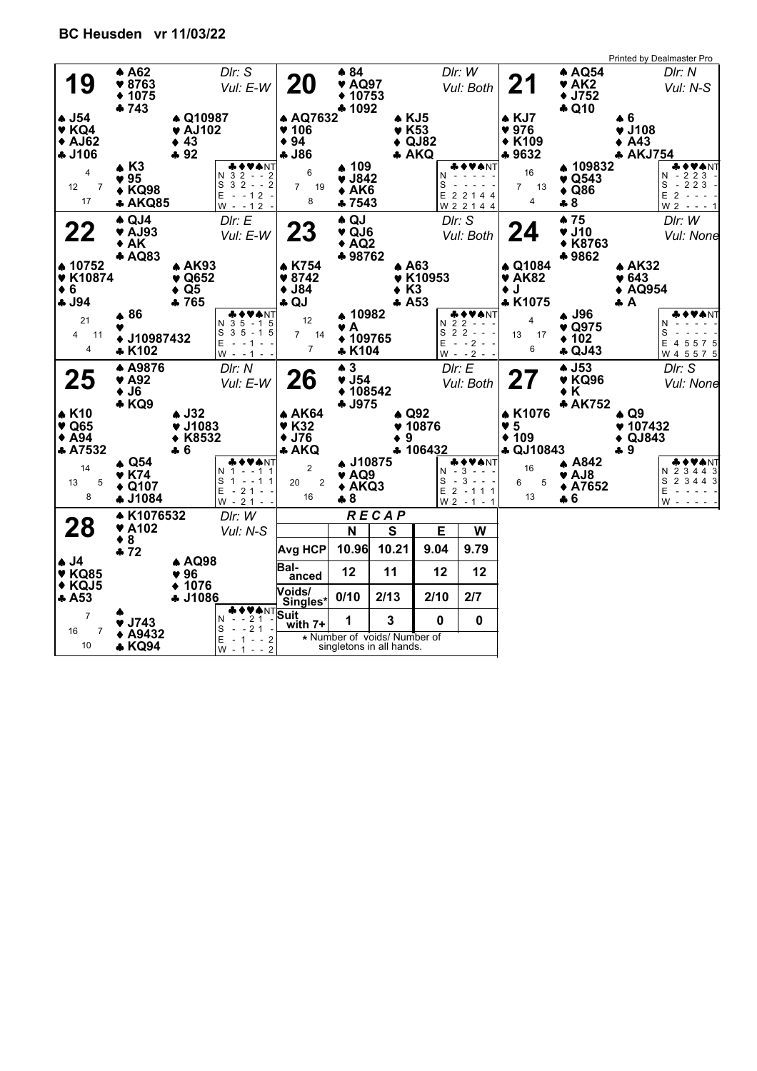# BC Heusden vr 11/03/22

Printed by Dealmaster Pro

## 19

Dlr: S
Vul: E-W

North: ♠ A62 ♥ 8763 ♦ 1075 ♣ 743

West: ♠ J54 ♥ KQ4 ♦ AJ62 ♣ J106

East: ♠ Q10987 ♥ AJ102 ♦ 43 ♣ 92

South: ♠ K3 ♥ 95 ♦ KQ98 ♣ AKQ85

HCP: N 4, W 12, E 7, S 17

| | ♣ | ♦ | ♥ | ♠ | NT |
|---|---|---|---|---|---|
| N | 3 | 2 | - | - | 2 |
| S | 3 | 2 | - | - | 2 |
| E | - | - | 1 | 2 | - |
| W | - | - | 1 | 2 | - |

## 20

Dlr: W
Vul: Both

North: ♠ 84 ♥ AQ97 ♦ 10753 ♣ 1092

West: ♠ AQ7632 ♥ 106 ♦ 94 ♣ J86

East: ♠ KJ5 ♥ K53 ♦ QJ82 ♣ AKQ

South: ♠ 109 ♥ J842 ♦ AK6 ♣ 7543

HCP: N 6, W 7, E 19, S 8

| | ♣ | ♦ | ♥ | ♠ | NT |
|---|---|---|---|---|---|
| N | - | - | - | - | - |
| S | - | - | - | - | - |
| E | 2 | 2 | 1 | 4 | 4 |
| W | 2 | 2 | 1 | 4 | 4 |

## 21

Dlr: N
Vul: N-S

North: ♠ AQ54 ♥ AK2 ♦ J752 ♣ Q10

West: ♠ KJ7 ♥ 976 ♦ K109 ♣ 9632

East: ♠ 6 ♥ J108 ♦ A43 ♣ AKJ754

South: ♠ 109832 ♥ Q543 ♦ Q86 ♣ 8

HCP: N 16, W 7, E 13, S 4

| | ♣ | ♦ | ♥ | ♠ | NT |
|---|---|---|---|---|---|
| N | - | 2 | 2 | 3 | - |
| S | - | 2 | 2 | 3 | - |
| E | 2 | - | - | - | - |
| W | 2 | - | - | - | 1 |

## 22

Dlr: E
Vul: E-W

North: ♠ QJ4 ♥ AJ93 ♦ AK ♣ AQ83

West: ♠ 10752 ♥ K10874 ♦ 6 ♣ J94

East: ♠ AK93 ♥ Q652 ♦ Q5 ♣ 765

South: ♠ 86 ♥ — ♦ J10987432 ♣ K102

HCP: N 21, W 4, E 11, S 4

| | ♣ | ♦ | ♥ | ♠ | NT |
|---|---|---|---|---|---|
| N | 3 | 5 | - | 1 | 5 |
| S | 3 | 5 | - | 1 | 5 |
| E | - | - | 1 | - | - |
| W | - | - | 1 | - | - |

## 23

Dlr: S
Vul: Both

North: ♠ QJ ♥ QJ6 ♦ AQ2 ♣ 98762

West: ♠ K754 ♥ 8742 ♦ J84 ♣ QJ

East: ♠ A63 ♥ K10953 ♦ K3 ♣ A53

South: ♠ 10982 ♥ A ♦ 109765 ♣ K104

HCP: N 12, W 7, E 14, S 7

| | ♣ | ♦ | ♥ | ♠ | NT |
|---|---|---|---|---|---|
| N | 2 | 2 | - | - | - |
| S | 2 | 2 | - | - | - |
| E | - | - | 2 | - | - |
| W | - | - | 2 | - | - |

## 24

Dlr: W
Vul: None

North: ♠ 75 ♥ J10 ♦ K8763 ♣ 9862

West: ♠ Q1084 ♥ AK82 ♦ J ♣ K1075

East: ♠ AK32 ♥ 643 ♦ AQ954 ♣ A

South: ♠ J96 ♥ Q975 ♦ 102 ♣ QJ43

HCP: N 4, W 13, E 17, S 6

| | ♣ | ♦ | ♥ | ♠ | NT |
|---|---|---|---|---|---|
| N | - | - | - | - | - |
| S | - | - | - | - | - |
| E | 4 | 5 | 5 | 7 | 5 |
| W | 4 | 5 | 5 | 7 | 5 |

## 25

Dlr: N
Vul: E-W

North: ♠ A9876 ♥ A92 ♦ J6 ♣ KQ9

West: ♠ K10 ♥ Q65 ♦ A94 ♣ A7532

East: ♠ J32 ♥ J1083 ♦ K8532 ♣ 6

South: ♠ Q54 ♥ K74 ♦ Q107 ♣ J1084

HCP: N 14, W 13, E 5, S 8

| | ♣ | ♦ | ♥ | ♠ | NT |
|---|---|---|---|---|---|
| N | 1 | - | - | 1 | 1 |
| S | 1 | - | - | 1 | 1 |
| E | - | 2 | 1 | - | - |
| W | - | 2 | 1 | - | - |

## 26

Dlr: E
Vul: Both

North: ♠ 3 ♥ J54 ♦ 108542 ♣ J975

West: ♠ AK64 ♥ K32 ♦ J76 ♣ AKQ

East: ♠ Q92 ♥ 10876 ♦ 9 ♣ 106432

South: ♠ J10875 ♥ AQ9 ♦ AKQ3 ♣ 8

HCP: N 2, W 20, E 2, S 16

| | ♣ | ♦ | ♥ | ♠ | NT |
|---|---|---|---|---|---|
| N | - | 3 | - | - | - |
| S | - | 3 | - | - | - |
| E | 2 | - | 1 | 1 | 1 |
| W | 2 | - | 1 | - | 1 |

## 27

Dlr: S
Vul: None

North: ♠ J53 ♥ KQ96 ♦ K ♣ AK752

West: ♠ K1076 ♥ 5 ♦ 109 ♣ QJ10843

East: ♠ Q9 ♥ 107432 ♦ QJ843 ♣ 9

South: ♠ A842 ♥ AJ8 ♦ A7652 ♣ 6

HCP: N 16, W 6, E 5, S 13

| | ♣ | ♦ | ♥ | ♠ | NT |
|---|---|---|---|---|---|
| N | 2 | 3 | 4 | 4 | 3 |
| S | 2 | 3 | 4 | 4 | 3 |
| E | - | - | - | - | - |
| W | - | - | - | - | - |

## 28

Dlr: W
Vul: N-S

North: ♠ K1076532 ♥ A102 ♦ 8 ♣ 72

West: ♠ J4 ♥ KQ85 ♦ KQJ5 ♣ A53

East: ♠ AQ98 ♥ 96 ♦ 1076 ♣ J1086

South: ♠ — ♥ J743 ♦ A9432 ♣ KQ94

HCP: N 7, W 16, E 7, S 10

| | ♣ | ♦ | ♥ | ♠ | NT |
|---|---|---|---|---|---|
| N | - | - | 2 | 1 | - |
| S | - | - | 2 | 1 | - |
| E | - | 1 | - | - | 2 |
| W | - | 1 | - | - | 2 |

## RECAP

| | N | S | E | W |
|---|---|---|---|---|
| Avg HCP | 10.96 | 10.21 | 9.04 | 9.79 |
| Balanced | 12 | 11 | 12 | 12 |
| Voids/ Singles* | 0/10 | 2/13 | 2/10 | 2/7 |
| Suit with 7+ | 1 | 3 | 0 | 0 |

\* Number of voids/ Number of singletons in all hands.